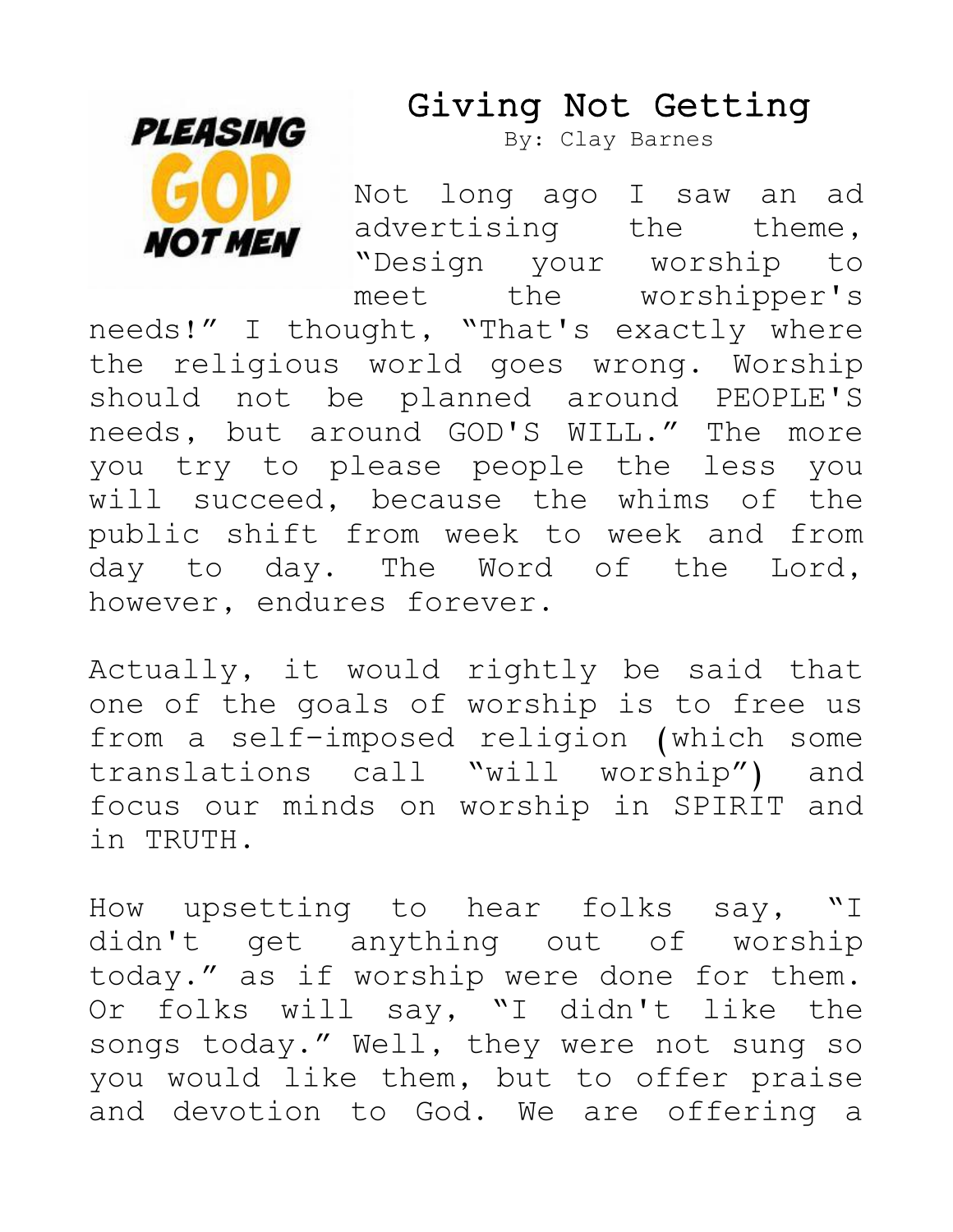# Giving Not Getting

By: Clay Barnes

Not long ago I saw an ad advertising the theme, "Design your worship to meet the worshipper's needs!" I thought, "That's exactly where the religious world goes wrong. Worship should not be planned around PEOPLE'S needs, but around GOD'S WILL." The more you try to please people the less you will succeed, because the whims of the public shift from week to week and from day to day. The Word of the Lord, however, endures forever.

Actually, it would rightly be said that one of the goals of worship is to free us from a self-imposed religion (which some translations call "will worship") and focus our minds on worship in SPIRIT and in TRUTH.

How upsetting to hear folks say, "I didn't get anything out of worship today." as if worship were done for them. Or folks will say, "I didn't like the songs today." Well, they were not sung so you would like them, but to offer praise and devotion to God. We are offering a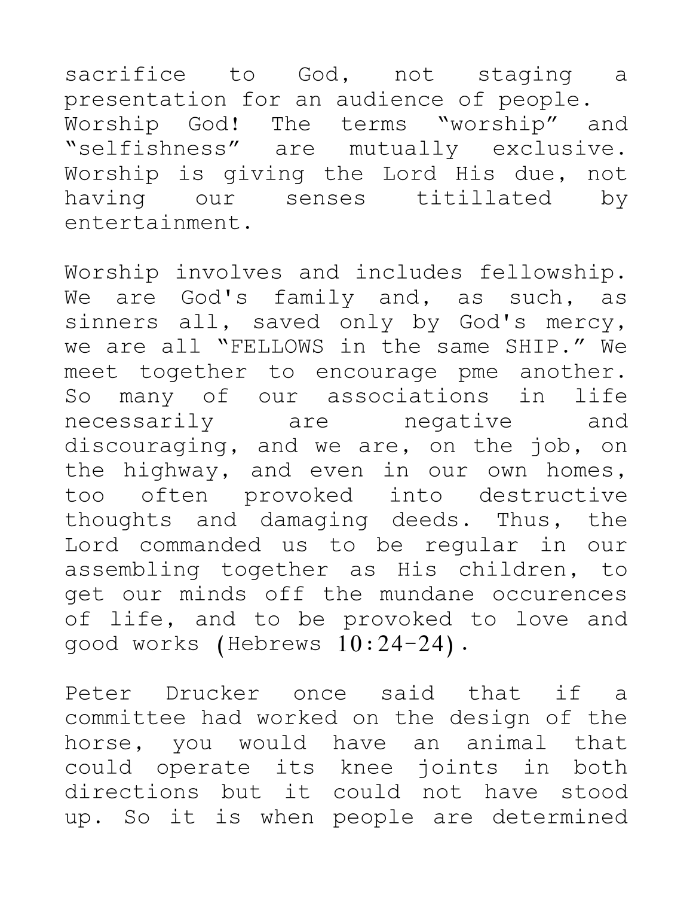sacrifice to God, not staging a presentation for an audience of people. Worship God! The terms "worship" and "selfishness" are mutually exclusive. Worship is giving the Lord His due, not having our senses titillated by entertainment.

Worship involves and includes fellowship. We are God's family and, as such, as sinners all, saved only by God's mercy, we are all "FELLOWS in the same SHIP." We meet together to encourage pme another. So many of our associations in life necessarily are negative and discouraging, and we are, on the job, on the highway, and even in our own homes, too often provoked into destructive thoughts and damaging deeds. Thus, the Lord commanded us to be regular in our assembling together as His children, to get our minds off the mundane occurences of life, and to be provoked to love and good works (Hebrews 10:24-24).

Peter Drucker once said that if a committee had worked on the design of the horse, you would have an animal that could operate its knee joints in both directions but it could not have stood up. So it is when people are determined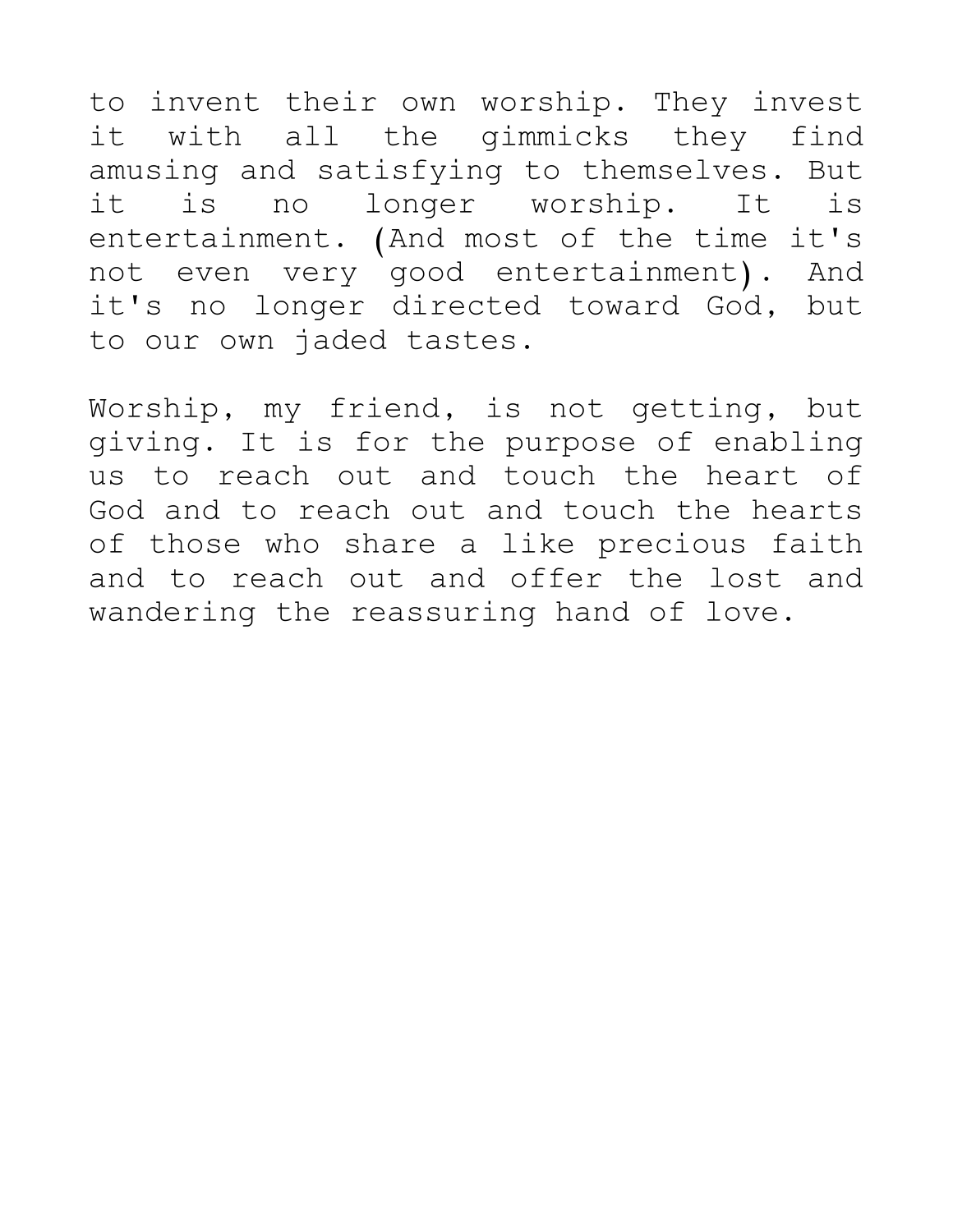to invent their own worship. They invest it with all the gimmicks they find amusing and satisfying to themselves. But it is no longer worship. It is entertainment. (And most of the time it's not even very good entertainment). And it's no longer directed toward God, but to our own jaded tastes.

Worship, my friend, is not getting, but giving. It is for the purpose of enabling us to reach out and touch the heart of God and to reach out and touch the hearts of those who share a like precious faith and to reach out and offer the lost and wandering the reassuring hand of love.